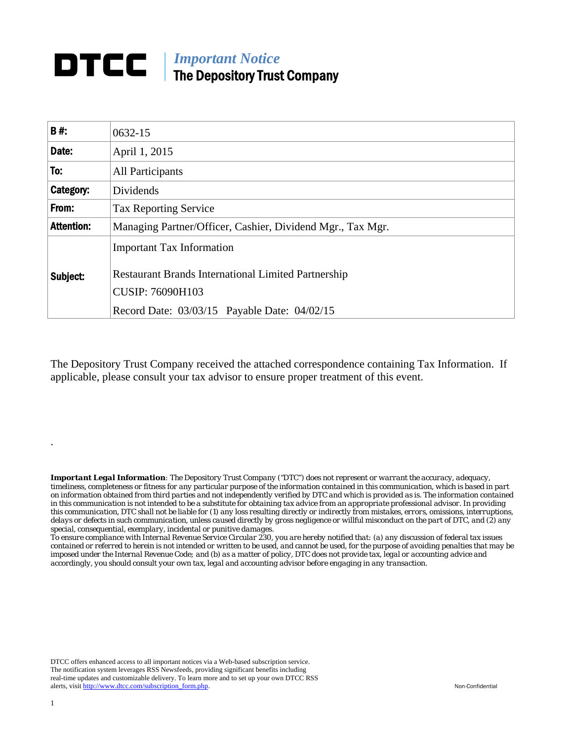# DTCC | *Important Notice*
## The Depository Trust Company

| | |
|---|---|
| **B #:** | 0632-15 |
| **Date:** | April 1, 2015 |
| **To:** | All Participants |
| **Category:** | Dividends |
| **From:** | Tax Reporting Service |
| **Attention:** | Managing Partner/Officer, Cashier, Dividend Mgr., Tax Mgr. |
| **Subject:** | Important Tax Information<br><br>Restaurant Brands International Limited Partnership<br>CUSIP: 76090H103<br>Record Date: 03/03/15 Payable Date: 04/02/15 |

The Depository Trust Company received the attached correspondence containing Tax Information. If applicable, please consult your tax advisor to ensure proper treatment of this event.

.

***Important Legal Information**: The Depository Trust Company ("DTC") does not represent or warrant the accuracy, adequacy, timeliness, completeness or fitness for any particular purpose of the information contained in this communication, which is based in part on information obtained from third parties and not independently verified by DTC and which is provided as is. The information contained in this communication is not intended to be a substitute for obtaining tax advice from an appropriate professional advisor. In providing this communication, DTC shall not be liable for (1) any loss resulting directly or indirectly from mistakes, errors, omissions, interruptions, delays or defects in such communication, unless caused directly by gross negligence or willful misconduct on the part of DTC, and (2) any special, consequential, exemplary, incidental or punitive damages.*

*To ensure compliance with Internal Revenue Service Circular 230, you are hereby notified that: (a) any discussion of federal tax issues contained or referred to herein is not intended or written to be used, and cannot be used, for the purpose of avoiding penalties that may be imposed under the Internal Revenue Code; and (b) as a matter of policy, DTC does not provide tax, legal or accounting advice and accordingly, you should consult your own tax, legal and accounting advisor before engaging in any transaction.*

DTCC offers enhanced access to all important notices via a Web-based subscription service. The notification system leverages RSS Newsfeeds, providing significant benefits including real-time updates and customizable delivery. To learn more and to set up your own DTCC RSS alerts, visit http://www.dtcc.com/subscription_form.php.

Non-Confidential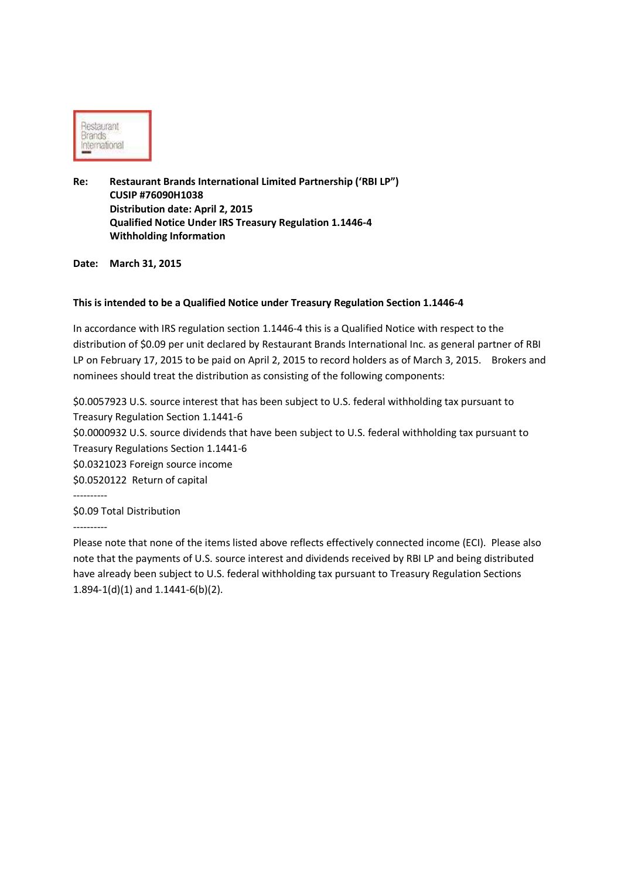Restaurant Brands International

**Re: Restaurant Brands International Limited Partnership ('RBI LP")**
**CUSIP #76090H1038**
**Distribution date: April 2, 2015**
**Qualified Notice Under IRS Treasury Regulation 1.1446-4**
**Withholding Information**

**Date: March 31, 2015**

**This is intended to be a Qualified Notice under Treasury Regulation Section 1.1446-4**

In accordance with IRS regulation section 1.1446-4 this is a Qualified Notice with respect to the distribution of $0.09 per unit declared by Restaurant Brands International Inc. as general partner of RBI LP on February 17, 2015 to be paid on April 2, 2015 to record holders as of March 3, 2015. Brokers and nominees should treat the distribution as consisting of the following components:

$0.0057923 U.S. source interest that has been subject to U.S. federal withholding tax pursuant to Treasury Regulation Section 1.1441-6
$0.0000932 U.S. source dividends that have been subject to U.S. federal withholding tax pursuant to Treasury Regulations Section 1.1441-6
$0.0321023 Foreign source income
$0.0520122 Return of capital
----------
$0.09 Total Distribution
----------

Please note that none of the items listed above reflects effectively connected income (ECI). Please also note that the payments of U.S. source interest and dividends received by RBI LP and being distributed have already been subject to U.S. federal withholding tax pursuant to Treasury Regulation Sections 1.894-1(d)(1) and 1.1441-6(b)(2).